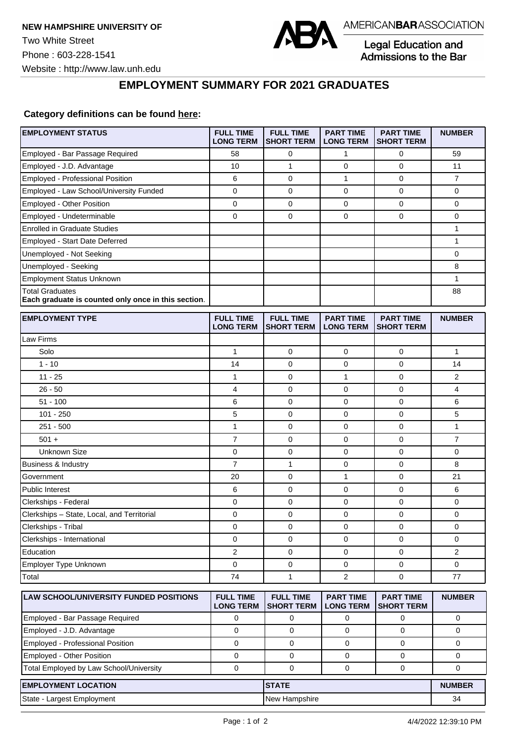**NEW HAMPSHIRE UNIVERSITY OF**

Two White Street

Phone : 603-228-1541

Website : http://www.law.unh.edu

AMERICAN**BAR**ASSOCIATION

Legal Education and Admissions to the Bar

# EMPLOYMENT SUMMARY FOR 2021 GRADUATES

**Category definitions can be found here:**

| EMPLOYMENT STATUS | FULL TIME LONG TERM | FULL TIME SHORT TERM | PART TIME LONG TERM | PART TIME SHORT TERM | NUMBER |
|---|---|---|---|---|---|
| Employed - Bar Passage Required | 58 | 0 | 1 | 0 | 59 |
| Employed - J.D. Advantage | 10 | 1 | 0 | 0 | 11 |
| Employed - Professional Position | 6 | 0 | 1 | 0 | 7 |
| Employed - Law School/University Funded | 0 | 0 | 0 | 0 | 0 |
| Employed - Other Position | 0 | 0 | 0 | 0 | 0 |
| Employed - Undeterminable | 0 | 0 | 0 | 0 | 0 |
| Enrolled in Graduate Studies | | | | | 1 |
| Employed - Start Date Deferred | | | | | 1 |
| Unemployed - Not Seeking | | | | | 0 |
| Unemployed - Seeking | | | | | 8 |
| Employment Status Unknown | | | | | 1 |
| Total Graduates **Each graduate is counted only once in this section**. | | | | | 88 |

| EMPLOYMENT TYPE | FULL TIME LONG TERM | FULL TIME SHORT TERM | PART TIME LONG TERM | PART TIME SHORT TERM | NUMBER |
|---|---|---|---|---|---|
| Law Firms | | | | | |
| Solo | 1 | 0 | 0 | 0 | 1 |
| 1 - 10 | 14 | 0 | 0 | 0 | 14 |
| 11 - 25 | 1 | 0 | 1 | 0 | 2 |
| 26 - 50 | 4 | 0 | 0 | 0 | 4 |
| 51 - 100 | 6 | 0 | 0 | 0 | 6 |
| 101 - 250 | 5 | 0 | 0 | 0 | 5 |
| 251 - 500 | 1 | 0 | 0 | 0 | 1 |
| 501 + | 7 | 0 | 0 | 0 | 7 |
| Unknown Size | 0 | 0 | 0 | 0 | 0 |
| Business & Industry | 7 | 1 | 0 | 0 | 8 |
| Government | 20 | 0 | 1 | 0 | 21 |
| Public Interest | 6 | 0 | 0 | 0 | 6 |
| Clerkships - Federal | 0 | 0 | 0 | 0 | 0 |
| Clerkships – State, Local, and Territorial | 0 | 0 | 0 | 0 | 0 |
| Clerkships - Tribal | 0 | 0 | 0 | 0 | 0 |
| Clerkships - International | 0 | 0 | 0 | 0 | 0 |
| Education | 2 | 0 | 0 | 0 | 2 |
| Employer Type Unknown | 0 | 0 | 0 | 0 | 0 |
| Total | 74 | 1 | 2 | 0 | 77 |

| LAW SCHOOL/UNIVERSITY FUNDED POSITIONS | FULL TIME LONG TERM | FULL TIME SHORT TERM | PART TIME LONG TERM | PART TIME SHORT TERM | NUMBER |
|---|---|---|---|---|---|
| Employed - Bar Passage Required | 0 | 0 | 0 | 0 | 0 |
| Employed - J.D. Advantage | 0 | 0 | 0 | 0 | 0 |
| Employed - Professional Position | 0 | 0 | 0 | 0 | 0 |
| Employed - Other Position | 0 | 0 | 0 | 0 | 0 |
| Total Employed by Law School/University | 0 | 0 | 0 | 0 | 0 |

| EMPLOYMENT LOCATION | STATE | NUMBER |
|---|---|---|
| State - Largest Employment | New Hampshire | 34 |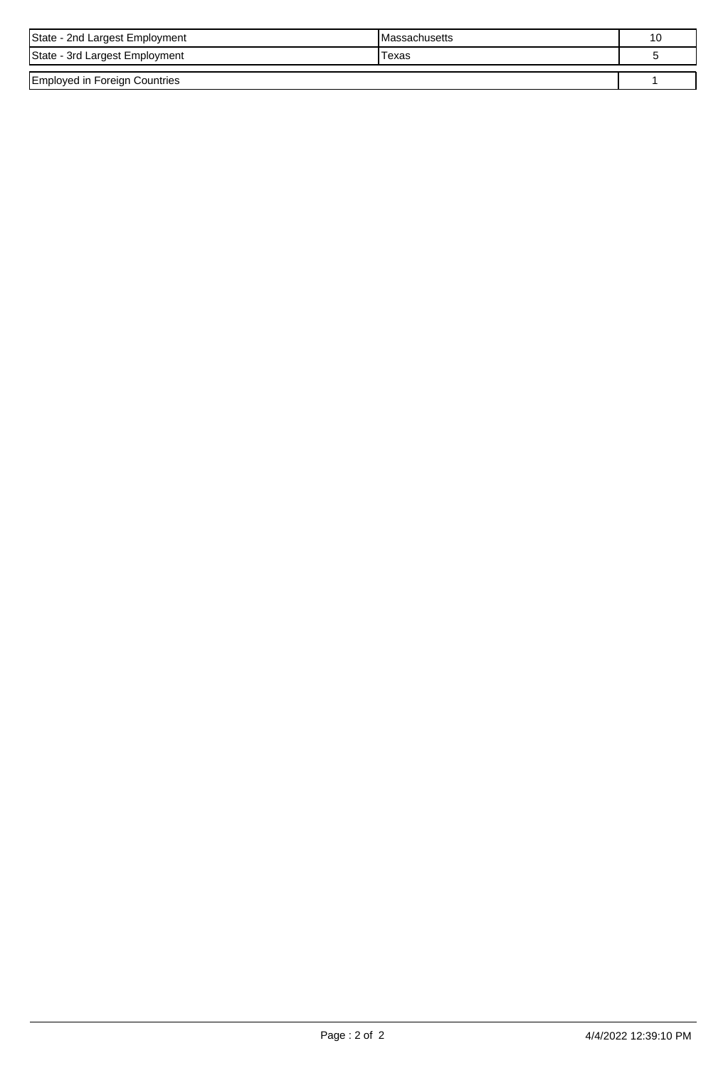| | | |
|---|---|---|
| State - 2nd Largest Employment | Massachusetts | 10 |
| State - 3rd Largest Employment | Texas | 5 |
| Employed in Foreign Countries | | 1 |